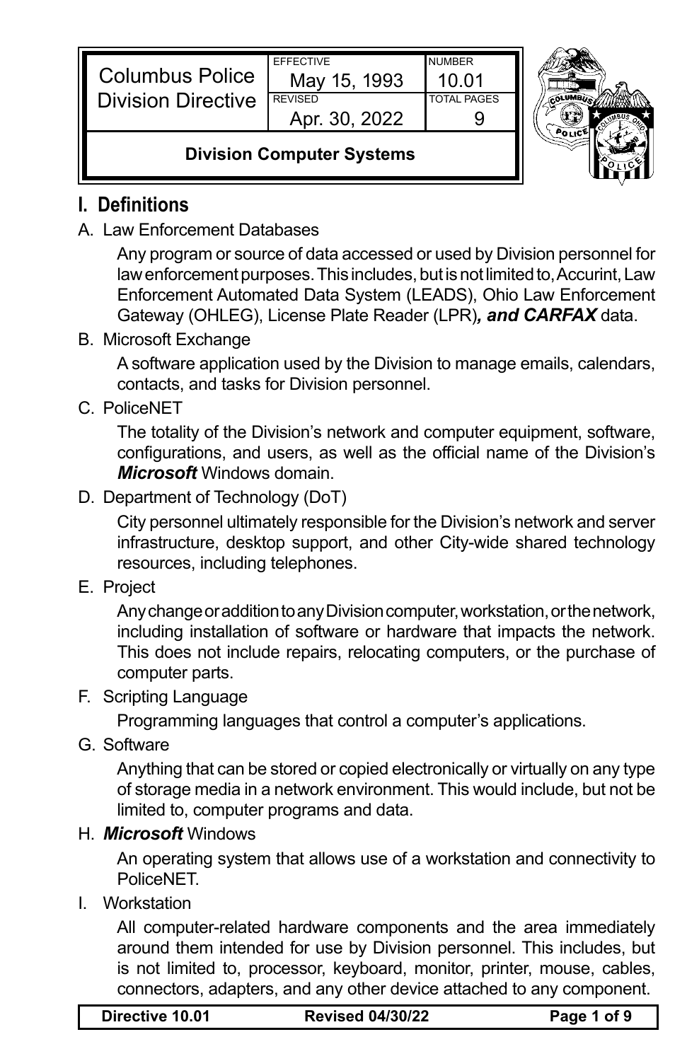| Columbus Police Division Directive | EFFECTIVE May 15, 1993 | NUMBER 10.01 |
| --- | --- | --- |
| | REVISED Apr. 30, 2022 | TOTAL PAGES 9 |
| **Division Computer Systems** | | |

## I. Definitions

A. Law Enforcement Databases

Any program or source of data accessed or used by Division personnel for law enforcement purposes. This includes, but is not limited to, Accurint, Law Enforcement Automated Data System (LEADS), Ohio Law Enforcement Gateway (OHLEG), License Plate Reader (LPR)***, and CARFAX*** data.

B. Microsoft Exchange

A software application used by the Division to manage emails, calendars, contacts, and tasks for Division personnel.

C. PoliceNET

The totality of the Division's network and computer equipment, software, configurations, and users, as well as the official name of the Division's ***Microsoft*** Windows domain.

D. Department of Technology (DoT)

City personnel ultimately responsible for the Division's network and server infrastructure, desktop support, and other City-wide shared technology resources, including telephones.

E. Project

Any change or addition to any Division computer, workstation, or the network, including installation of software or hardware that impacts the network. This does not include repairs, relocating computers, or the purchase of computer parts.

F. Scripting Language

Programming languages that control a computer's applications.

G. Software

Anything that can be stored or copied electronically or virtually on any type of storage media in a network environment. This would include, but not be limited to, computer programs and data.

H. ***Microsoft*** Windows

An operating system that allows use of a workstation and connectivity to PoliceNET.

I. Workstation

All computer-related hardware components and the area immediately around them intended for use by Division personnel. This includes, but is not limited to, processor, keyboard, monitor, printer, mouse, cables, connectors, adapters, and any other device attached to any component.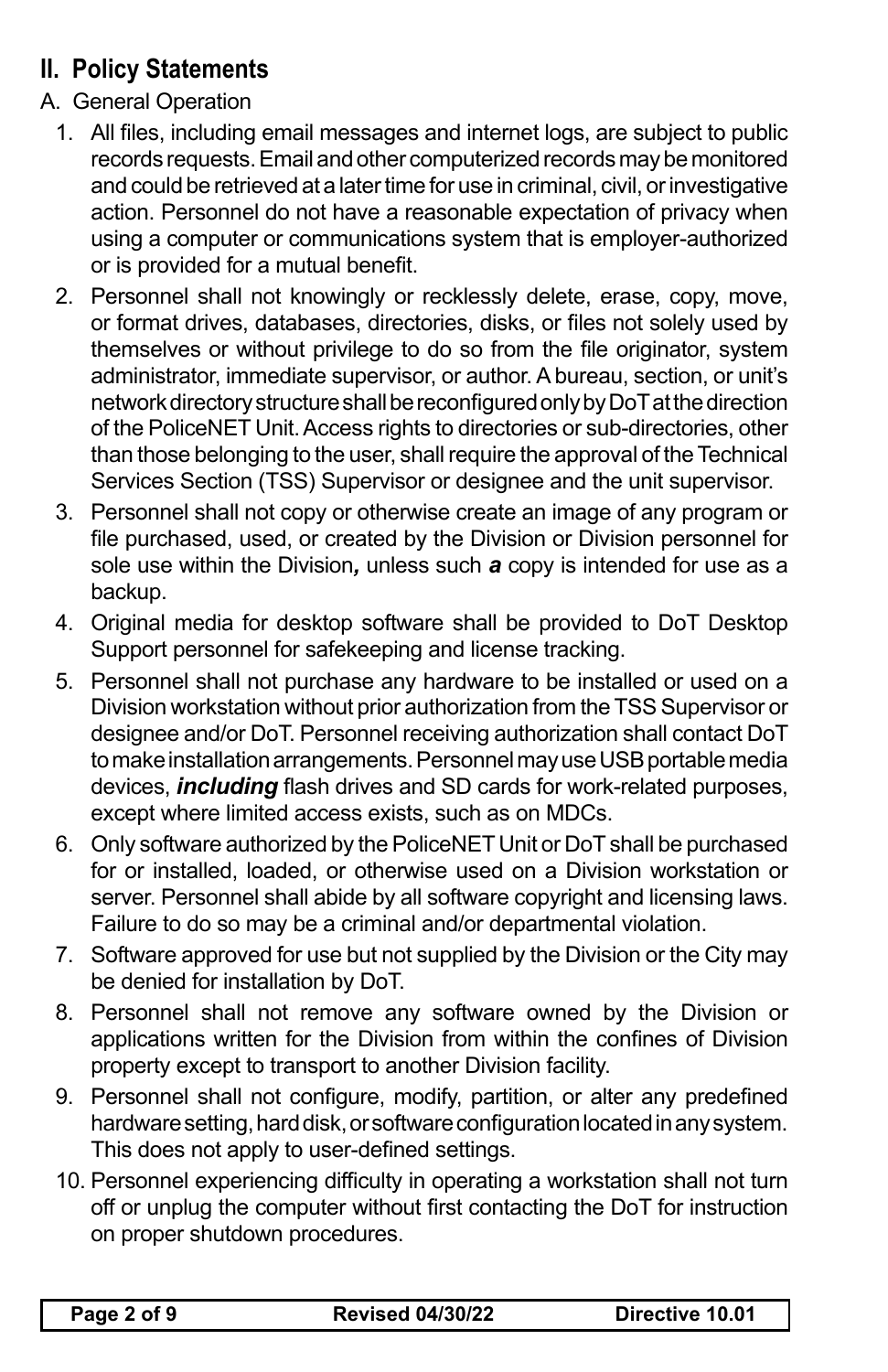## II. Policy Statements

A. General Operation

1. All files, including email messages and internet logs, are subject to public records requests. Email and other computerized records may be monitored and could be retrieved at a later time for use in criminal, civil, or investigative action. Personnel do not have a reasonable expectation of privacy when using a computer or communications system that is employer-authorized or is provided for a mutual benefit.
2. Personnel shall not knowingly or recklessly delete, erase, copy, move, or format drives, databases, directories, disks, or files not solely used by themselves or without privilege to do so from the file originator, system administrator, immediate supervisor, or author. A bureau, section, or unit's network directory structure shall be reconfigured only by DoT at the direction of the PoliceNET Unit. Access rights to directories or sub-directories, other than those belonging to the user, shall require the approval of the Technical Services Section (TSS) Supervisor or designee and the unit supervisor.
3. Personnel shall not copy or otherwise create an image of any program or file purchased, used, or created by the Division or Division personnel for sole use within the Division***,*** unless such ***a*** copy is intended for use as a backup.
4. Original media for desktop software shall be provided to DoT Desktop Support personnel for safekeeping and license tracking.
5. Personnel shall not purchase any hardware to be installed or used on a Division workstation without prior authorization from the TSS Supervisor or designee and/or DoT. Personnel receiving authorization shall contact DoT to make installation arrangements. Personnel may use USB portable media devices, ***including*** flash drives and SD cards for work-related purposes, except where limited access exists, such as on MDCs.
6. Only software authorized by the PoliceNET Unit or DoT shall be purchased for or installed, loaded, or otherwise used on a Division workstation or server. Personnel shall abide by all software copyright and licensing laws. Failure to do so may be a criminal and/or departmental violation.
7. Software approved for use but not supplied by the Division or the City may be denied for installation by DoT.
8. Personnel shall not remove any software owned by the Division or applications written for the Division from within the confines of Division property except to transport to another Division facility.
9. Personnel shall not configure, modify, partition, or alter any predefined hardware setting, hard disk, or software configuration located in any system. This does not apply to user-defined settings.
10. Personnel experiencing difficulty in operating a workstation shall not turn off or unplug the computer without first contacting the DoT for instruction on proper shutdown procedures.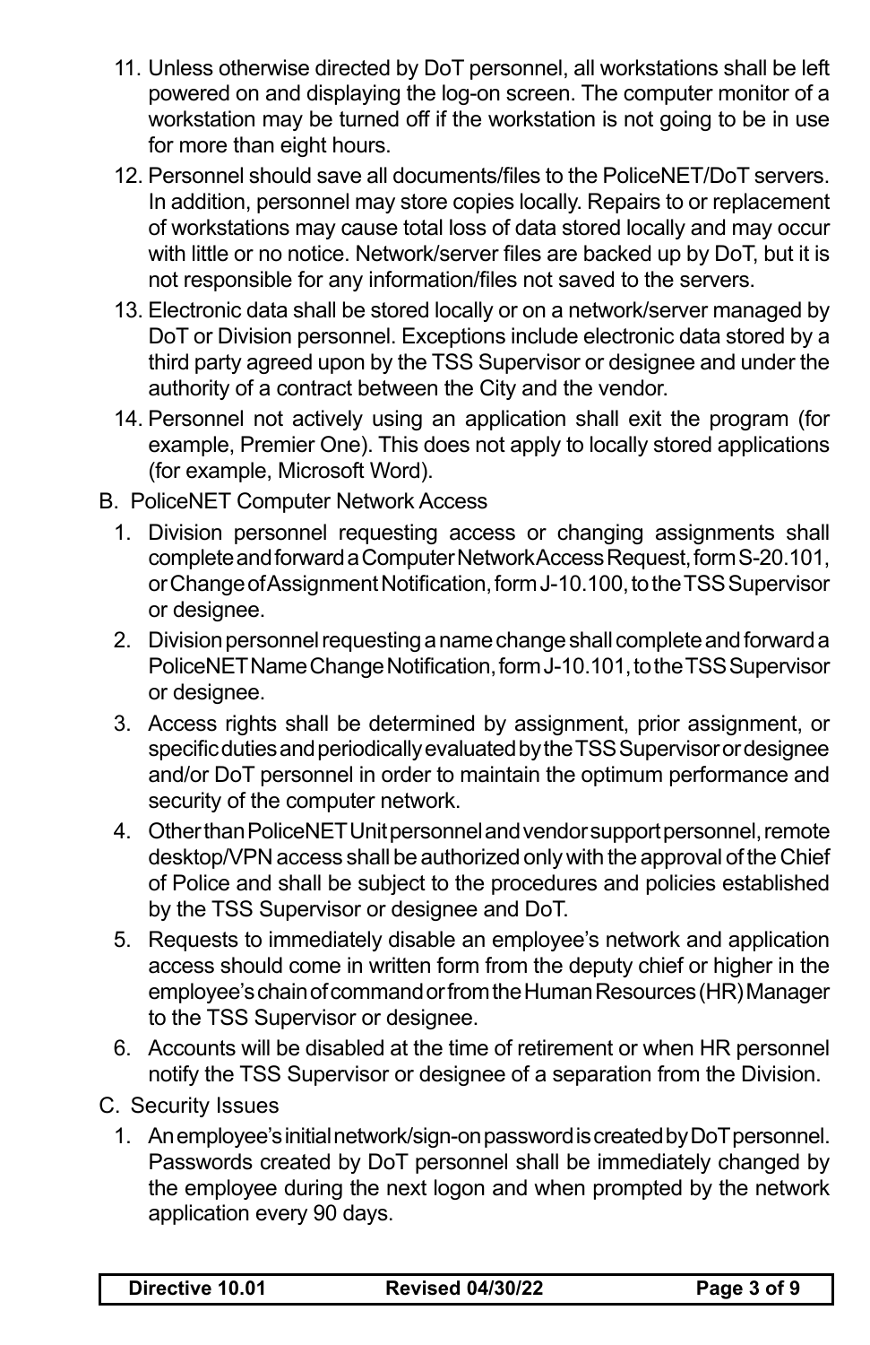11. Unless otherwise directed by DoT personnel, all workstations shall be left powered on and displaying the log-on screen. The computer monitor of a workstation may be turned off if the workstation is not going to be in use for more than eight hours.
12. Personnel should save all documents/files to the PoliceNET/DoT servers. In addition, personnel may store copies locally. Repairs to or replacement of workstations may cause total loss of data stored locally and may occur with little or no notice. Network/server files are backed up by DoT, but it is not responsible for any information/files not saved to the servers.
13. Electronic data shall be stored locally or on a network/server managed by DoT or Division personnel. Exceptions include electronic data stored by a third party agreed upon by the TSS Supervisor or designee and under the authority of a contract between the City and the vendor.
14. Personnel not actively using an application shall exit the program (for example, Premier One). This does not apply to locally stored applications (for example, Microsoft Word).

B. PoliceNET Computer Network Access

1. Division personnel requesting access or changing assignments shall complete and forward a Computer Network Access Request, form S-20.101, or Change of Assignment Notification, form J-10.100, to the TSS Supervisor or designee.
2. Division personnel requesting a name change shall complete and forward a PoliceNET Name Change Notification, form J-10.101, to the TSS Supervisor or designee.
3. Access rights shall be determined by assignment, prior assignment, or specific duties and periodically evaluated by the TSS Supervisor or designee and/or DoT personnel in order to maintain the optimum performance and security of the computer network.
4. Other than PoliceNET Unit personnel and vendor support personnel, remote desktop/VPN access shall be authorized only with the approval of the Chief of Police and shall be subject to the procedures and policies established by the TSS Supervisor or designee and DoT.
5. Requests to immediately disable an employee's network and application access should come in written form from the deputy chief or higher in the employee's chain of command or from the Human Resources (HR) Manager to the TSS Supervisor or designee.
6. Accounts will be disabled at the time of retirement or when HR personnel notify the TSS Supervisor or designee of a separation from the Division.

C. Security Issues

1. An employee's initial network/sign-on password is created by DoT personnel. Passwords created by DoT personnel shall be immediately changed by the employee during the next logon and when prompted by the network application every 90 days.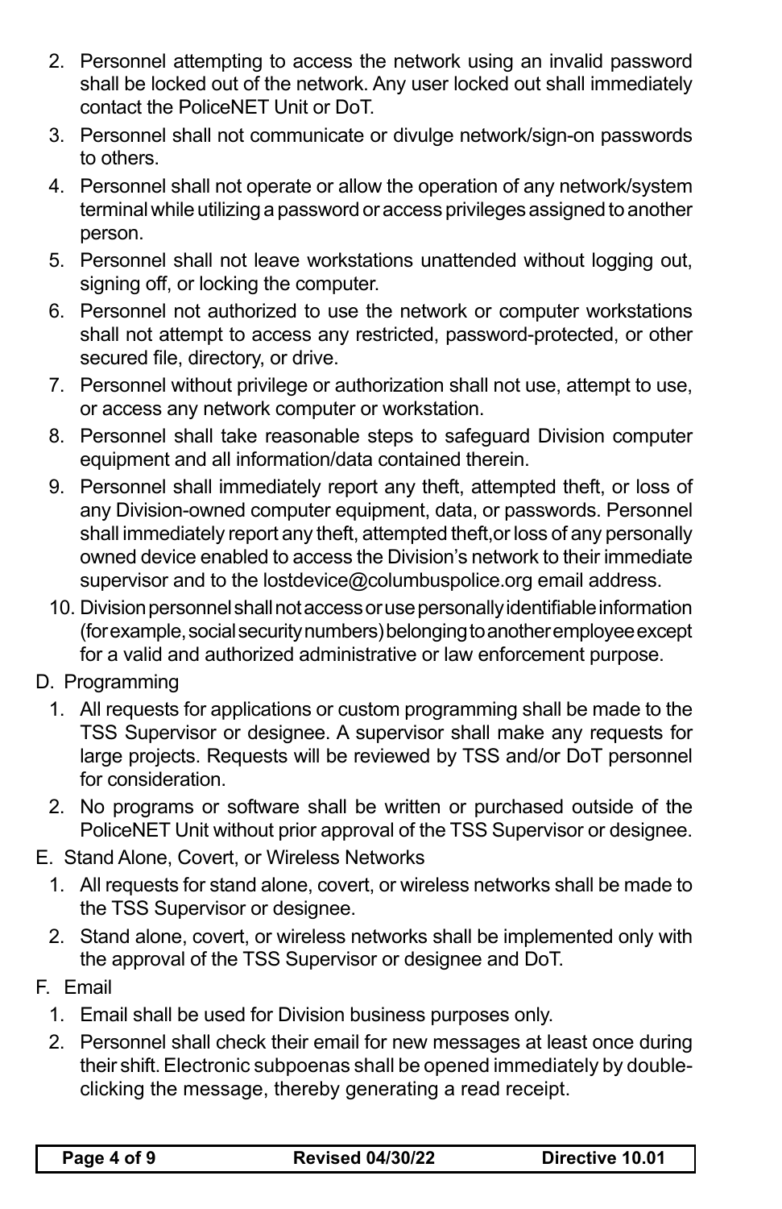2. Personnel attempting to access the network using an invalid password shall be locked out of the network. Any user locked out shall immediately contact the PoliceNET Unit or DoT.
3. Personnel shall not communicate or divulge network/sign-on passwords to others.
4. Personnel shall not operate or allow the operation of any network/system terminal while utilizing a password or access privileges assigned to another person.
5. Personnel shall not leave workstations unattended without logging out, signing off, or locking the computer.
6. Personnel not authorized to use the network or computer workstations shall not attempt to access any restricted, password-protected, or other secured file, directory, or drive.
7. Personnel without privilege or authorization shall not use, attempt to use, or access any network computer or workstation.
8. Personnel shall take reasonable steps to safeguard Division computer equipment and all information/data contained therein.
9. Personnel shall immediately report any theft, attempted theft, or loss of any Division-owned computer equipment, data, or passwords. Personnel shall immediately report any theft, attempted theft,or loss of any personally owned device enabled to access the Division's network to their immediate supervisor and to the lostdevice@columbuspolice.org email address.
10. Division personnel shall not access or use personally identifiable information (for example, social security numbers) belonging to another employee except for a valid and authorized administrative or law enforcement purpose.

D. Programming

1. All requests for applications or custom programming shall be made to the TSS Supervisor or designee. A supervisor shall make any requests for large projects. Requests will be reviewed by TSS and/or DoT personnel for consideration.
2. No programs or software shall be written or purchased outside of the PoliceNET Unit without prior approval of the TSS Supervisor or designee.

E. Stand Alone, Covert, or Wireless Networks

1. All requests for stand alone, covert, or wireless networks shall be made to the TSS Supervisor or designee.
2. Stand alone, covert, or wireless networks shall be implemented only with the approval of the TSS Supervisor or designee and DoT.

F. Email

1. Email shall be used for Division business purposes only.
2. Personnel shall check their email for new messages at least once during their shift. Electronic subpoenas shall be opened immediately by double-clicking the message, thereby generating a read receipt.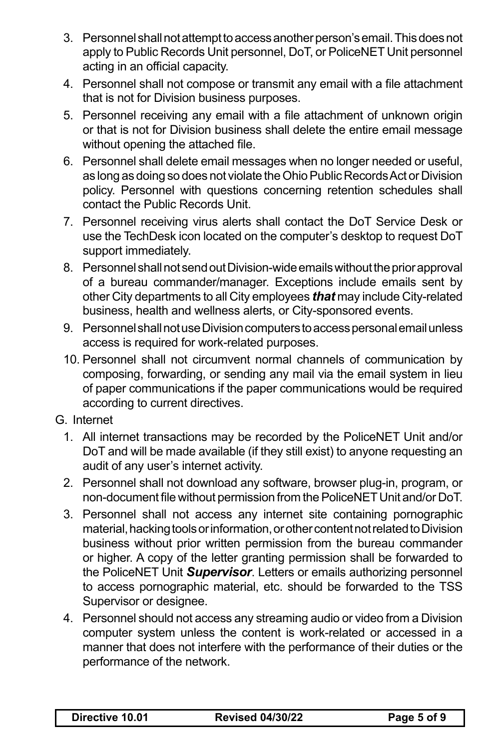3. Personnel shall not attempt to access another person's email. This does not apply to Public Records Unit personnel, DoT, or PoliceNET Unit personnel acting in an official capacity.
4. Personnel shall not compose or transmit any email with a file attachment that is not for Division business purposes.
5. Personnel receiving any email with a file attachment of unknown origin or that is not for Division business shall delete the entire email message without opening the attached file.
6. Personnel shall delete email messages when no longer needed or useful, as long as doing so does not violate the Ohio Public Records Act or Division policy. Personnel with questions concerning retention schedules shall contact the Public Records Unit.
7. Personnel receiving virus alerts shall contact the DoT Service Desk or use the TechDesk icon located on the computer's desktop to request DoT support immediately.
8. Personnel shall not send out Division-wide emails without the prior approval of a bureau commander/manager. Exceptions include emails sent by other City departments to all City employees ***that*** may include City-related business, health and wellness alerts, or City-sponsored events.
9. Personnel shall not use Division computers to access personal email unless access is required for work-related purposes.
10. Personnel shall not circumvent normal channels of communication by composing, forwarding, or sending any mail via the email system in lieu of paper communications if the paper communications would be required according to current directives.

G. Internet

1. All internet transactions may be recorded by the PoliceNET Unit and/or DoT and will be made available (if they still exist) to anyone requesting an audit of any user's internet activity.
2. Personnel shall not download any software, browser plug-in, program, or non-document file without permission from the PoliceNET Unit and/or DoT.
3. Personnel shall not access any internet site containing pornographic material, hacking tools or information, or other content not related to Division business without prior written permission from the bureau commander or higher. A copy of the letter granting permission shall be forwarded to the PoliceNET Unit ***Supervisor***. Letters or emails authorizing personnel to access pornographic material, etc. should be forwarded to the TSS Supervisor or designee.
4. Personnel should not access any streaming audio or video from a Division computer system unless the content is work-related or accessed in a manner that does not interfere with the performance of their duties or the performance of the network.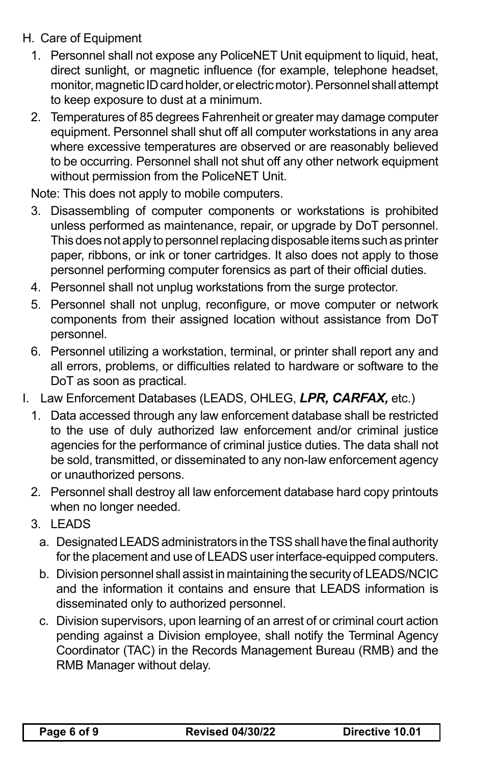H. Care of Equipment

1. Personnel shall not expose any PoliceNET Unit equipment to liquid, heat, direct sunlight, or magnetic influence (for example, telephone headset, monitor, magnetic ID card holder, or electric motor). Personnel shall attempt to keep exposure to dust at a minimum.
2. Temperatures of 85 degrees Fahrenheit or greater may damage computer equipment. Personnel shall shut off all computer workstations in any area where excessive temperatures are observed or are reasonably believed to be occurring. Personnel shall not shut off any other network equipment without permission from the PoliceNET Unit.

Note: This does not apply to mobile computers.

3. Disassembling of computer components or workstations is prohibited unless performed as maintenance, repair, or upgrade by DoT personnel. This does not apply to personnel replacing disposable items such as printer paper, ribbons, or ink or toner cartridges. It also does not apply to those personnel performing computer forensics as part of their official duties.
4. Personnel shall not unplug workstations from the surge protector.
5. Personnel shall not unplug, reconfigure, or move computer or network components from their assigned location without assistance from DoT personnel.
6. Personnel utilizing a workstation, terminal, or printer shall report any and all errors, problems, or difficulties related to hardware or software to the DoT as soon as practical.

I. Law Enforcement Databases (LEADS, OHLEG, ***LPR, CARFAX,*** etc.)

1. Data accessed through any law enforcement database shall be restricted to the use of duly authorized law enforcement and/or criminal justice agencies for the performance of criminal justice duties. The data shall not be sold, transmitted, or disseminated to any non-law enforcement agency or unauthorized persons.
2. Personnel shall destroy all law enforcement database hard copy printouts when no longer needed.
3. LEADS
   a. Designated LEADS administrators in the TSS shall have the final authority for the placement and use of LEADS user interface-equipped computers.
   b. Division personnel shall assist in maintaining the security of LEADS/NCIC and the information it contains and ensure that LEADS information is disseminated only to authorized personnel.
   c. Division supervisors, upon learning of an arrest of or criminal court action pending against a Division employee, shall notify the Terminal Agency Coordinator (TAC) in the Records Management Bureau (RMB) and the RMB Manager without delay.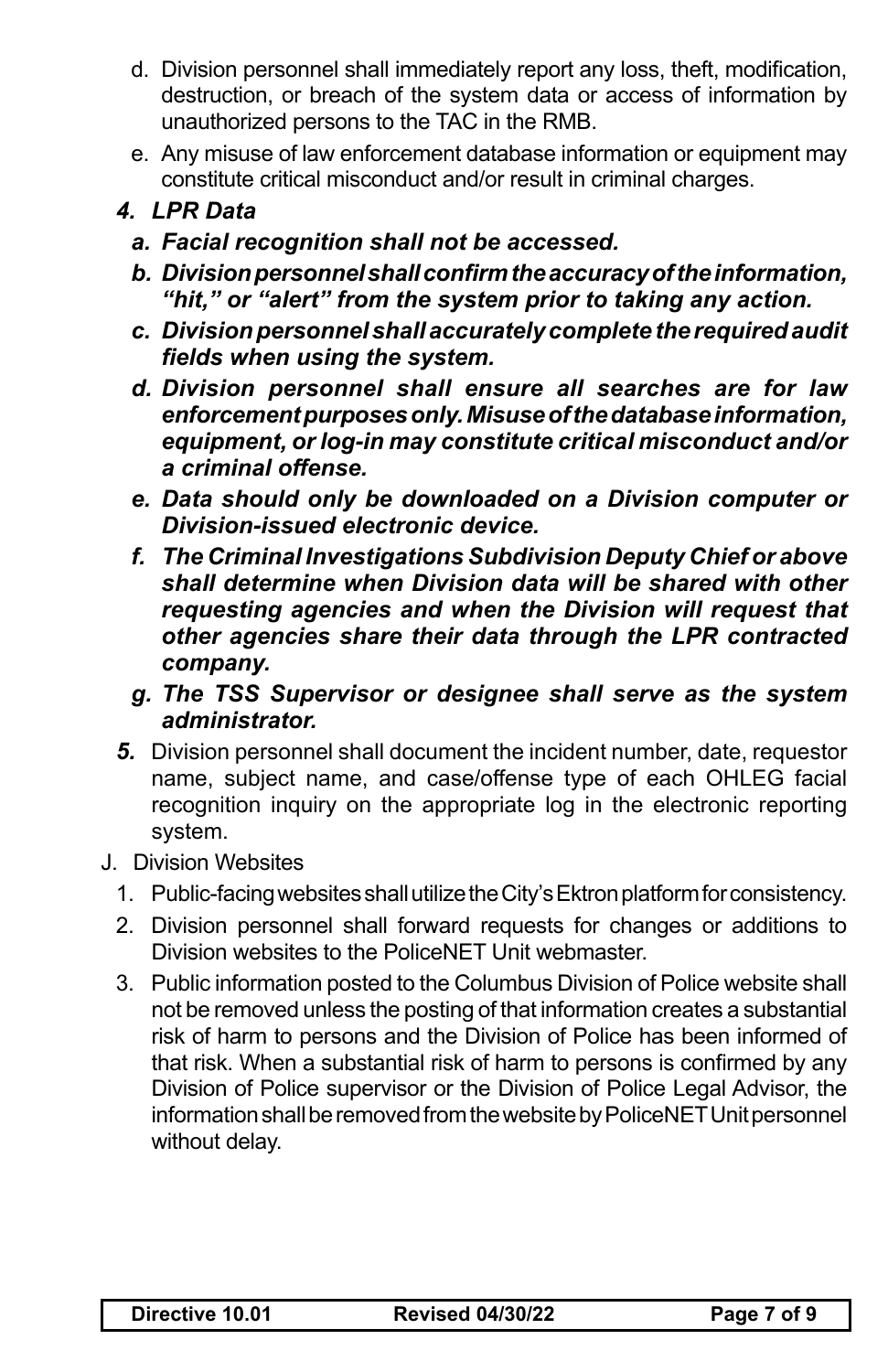d. Division personnel shall immediately report any loss, theft, modification, destruction, or breach of the system data or access of information by unauthorized persons to the TAC in the RMB.

e. Any misuse of law enforcement database information or equipment may constitute critical misconduct and/or result in criminal charges.

***4. LPR Data***

***a. Facial recognition shall not be accessed.***

***b. Division personnel shall confirm the accuracy of the information, "hit," or "alert" from the system prior to taking any action.***

***c. Division personnel shall accurately complete the required audit fields when using the system.***

***d. Division personnel shall ensure all searches are for law enforcement purposes only. Misuse of the database information, equipment, or log-in may constitute critical misconduct and/or a criminal offense.***

***e. Data should only be downloaded on a Division computer or Division-issued electronic device.***

***f. The Criminal Investigations Subdivision Deputy Chief or above shall determine when Division data will be shared with other requesting agencies and when the Division will request that other agencies share their data through the LPR contracted company.***

***g. The TSS Supervisor or designee shall serve as the system administrator.***

***5.*** Division personnel shall document the incident number, date, requestor name, subject name, and case/offense type of each OHLEG facial recognition inquiry on the appropriate log in the electronic reporting system.

J. Division Websites

1. Public-facing websites shall utilize the City's Ektron platform for consistency.
2. Division personnel shall forward requests for changes or additions to Division websites to the PoliceNET Unit webmaster.
3. Public information posted to the Columbus Division of Police website shall not be removed unless the posting of that information creates a substantial risk of harm to persons and the Division of Police has been informed of that risk. When a substantial risk of harm to persons is confirmed by any Division of Police supervisor or the Division of Police Legal Advisor, the information shall be removed from the website by PoliceNET Unit personnel without delay.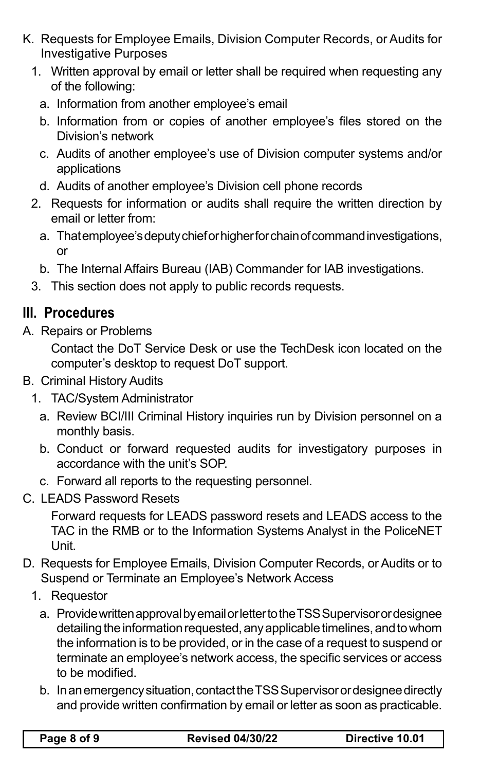K. Requests for Employee Emails, Division Computer Records, or Audits for Investigative Purposes

1. Written approval by email or letter shall be required when requesting any of the following:
   a. Information from another employee's email
   b. Information from or copies of another employee's files stored on the Division's network
   c. Audits of another employee's use of Division computer systems and/or applications
   d. Audits of another employee's Division cell phone records
2. Requests for information or audits shall require the written direction by email or letter from:
   a. That employee's deputy chief or higher for chain of command investigations, or
   b. The Internal Affairs Bureau (IAB) Commander for IAB investigations.
3. This section does not apply to public records requests.

## III. Procedures

A. Repairs or Problems

Contact the DoT Service Desk or use the TechDesk icon located on the computer's desktop to request DoT support.

B. Criminal History Audits

1. TAC/System Administrator
   a. Review BCI/III Criminal History inquiries run by Division personnel on a monthly basis.
   b. Conduct or forward requested audits for investigatory purposes in accordance with the unit's SOP.
   c. Forward all reports to the requesting personnel.

C. LEADS Password Resets

Forward requests for LEADS password resets and LEADS access to the TAC in the RMB or to the Information Systems Analyst in the PoliceNET Unit.

D. Requests for Employee Emails, Division Computer Records, or Audits or to Suspend or Terminate an Employee's Network Access

1. Requestor
   a. Provide written approval by email or letter to the TSS Supervisor or designee detailing the information requested, any applicable timelines, and to whom the information is to be provided, or in the case of a request to suspend or terminate an employee's network access, the specific services or access to be modified.
   b. In an emergency situation, contact the TSS Supervisor or designee directly and provide written confirmation by email or letter as soon as practicable.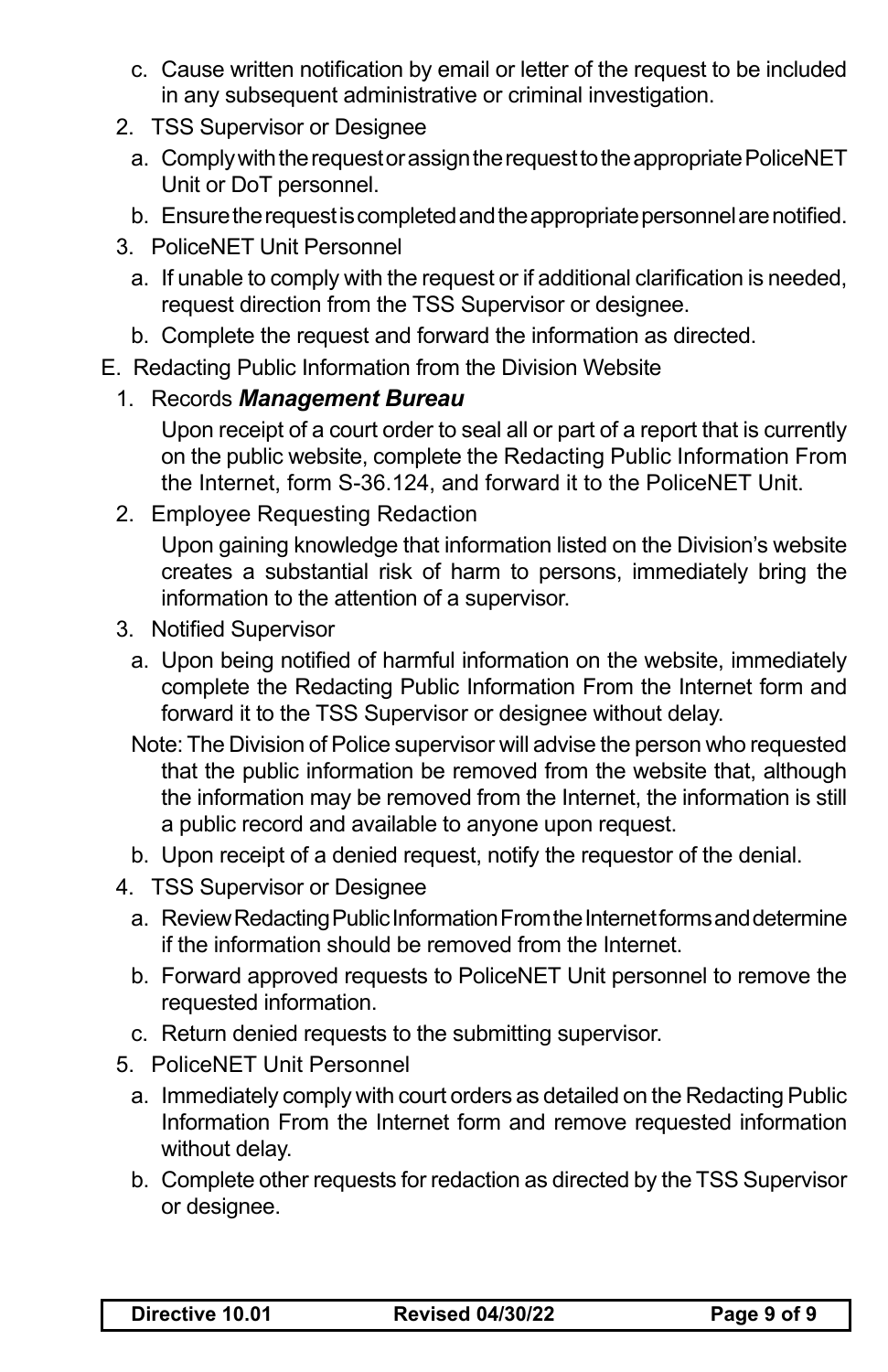c. Cause written notification by email or letter of the request to be included in any subsequent administrative or criminal investigation.

2. TSS Supervisor or Designee

   a. Comply with the request or assign the request to the appropriate PoliceNET Unit or DoT personnel.

   b. Ensure the request is completed and the appropriate personnel are notified.

3. PoliceNET Unit Personnel

   a. If unable to comply with the request or if additional clarification is needed, request direction from the TSS Supervisor or designee.

   b. Complete the request and forward the information as directed.

E. Redacting Public Information from the Division Website

1. Records ***Management Bureau***

   Upon receipt of a court order to seal all or part of a report that is currently on the public website, complete the Redacting Public Information From the Internet, form S-36.124, and forward it to the PoliceNET Unit.

2. Employee Requesting Redaction

   Upon gaining knowledge that information listed on the Division's website creates a substantial risk of harm to persons, immediately bring the information to the attention of a supervisor.

3. Notified Supervisor

   a. Upon being notified of harmful information on the website, immediately complete the Redacting Public Information From the Internet form and forward it to the TSS Supervisor or designee without delay.

   Note: The Division of Police supervisor will advise the person who requested that the public information be removed from the website that, although the information may be removed from the Internet, the information is still a public record and available to anyone upon request.

   b. Upon receipt of a denied request, notify the requestor of the denial.

4. TSS Supervisor or Designee

   a. Review Redacting Public Information From the Internet forms and determine if the information should be removed from the Internet.

   b. Forward approved requests to PoliceNET Unit personnel to remove the requested information.

   c. Return denied requests to the submitting supervisor.

5. PoliceNET Unit Personnel

   a. Immediately comply with court orders as detailed on the Redacting Public Information From the Internet form and remove requested information without delay.

   b. Complete other requests for redaction as directed by the TSS Supervisor or designee.